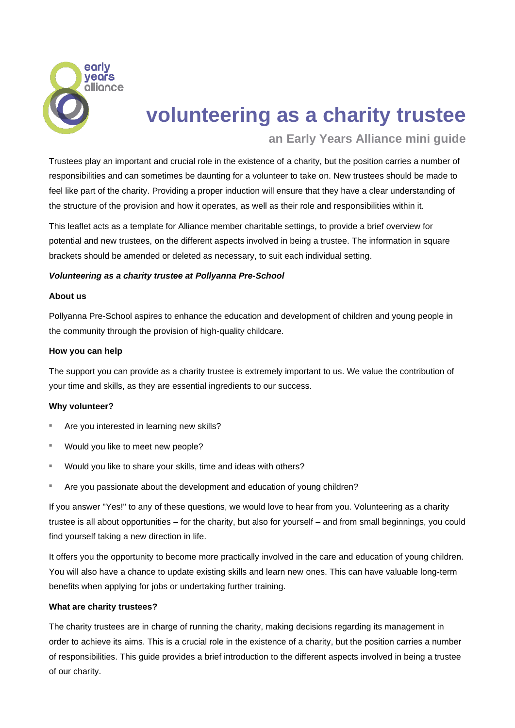early years alliance

# volunteering as a charity trustee

## an Early Years Alliance mini guide

Trustees play an important and crucial role in the existence of a charity, but the position carries a number of responsibilities and can sometimes be daunting for a volunteer to take on. New trustees should be made to feel like part of the charity. Providing a proper induction will ensure that they have a clear understanding of the structure of the provision and how it operates, as well as their role and responsibilities within it.

This leaflet acts as a template for Alliance member charitable settings, to provide a brief overview for potential and new trustees, on the different aspects involved in being a trustee. The information in square brackets should be amended or deleted as necessary, to suit each individual setting.

***Volunteering as a charity trustee at Pollyanna Pre-School***

**About us**

Pollyanna Pre-School aspires to enhance the education and development of children and young people in the community through the provision of high-quality childcare.

**How you can help**

The support you can provide as a charity trustee is extremely important to us. We value the contribution of your time and skills, as they are essential ingredients to our success.

**Why volunteer?**

- Are you interested in learning new skills?
- Would you like to meet new people?
- Would you like to share your skills, time and ideas with others?
- Are you passionate about the development and education of young children?

If you answer "Yes!" to any of these questions, we would love to hear from you. Volunteering as a charity trustee is all about opportunities – for the charity, but also for yourself – and from small beginnings, you could find yourself taking a new direction in life.

It offers you the opportunity to become more practically involved in the care and education of young children. You will also have a chance to update existing skills and learn new ones. This can have valuable long-term benefits when applying for jobs or undertaking further training.

**What are charity trustees?**

The charity trustees are in charge of running the charity, making decisions regarding its management in order to achieve its aims. This is a crucial role in the existence of a charity, but the position carries a number of responsibilities. This guide provides a brief introduction to the different aspects involved in being a trustee of our charity.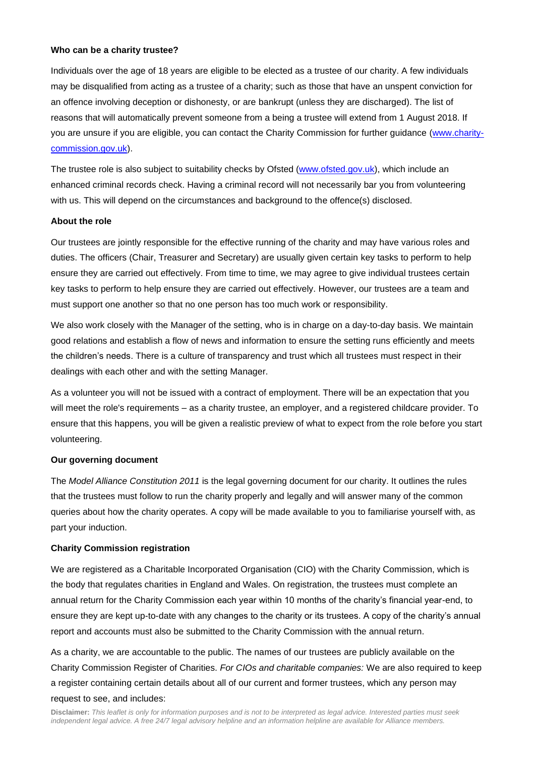**Who can be a charity trustee?**

Individuals over the age of 18 years are eligible to be elected as a trustee of our charity. A few individuals may be disqualified from acting as a trustee of a charity; such as those that have an unspent conviction for an offence involving deception or dishonesty, or are bankrupt (unless they are discharged). The list of reasons that will automatically prevent someone from a being a trustee will extend from 1 August 2018. If you are unsure if you are eligible, you can contact the Charity Commission for further guidance ([www.charity-commission.gov.uk](www.charity-commission.gov.uk)).

The trustee role is also subject to suitability checks by Ofsted ([www.ofsted.gov.uk](www.ofsted.gov.uk)), which include an enhanced criminal records check. Having a criminal record will not necessarily bar you from volunteering with us. This will depend on the circumstances and background to the offence(s) disclosed.

**About the role**

Our trustees are jointly responsible for the effective running of the charity and may have various roles and duties. The officers (Chair, Treasurer and Secretary) are usually given certain key tasks to perform to help ensure they are carried out effectively. From time to time, we may agree to give individual trustees certain key tasks to perform to help ensure they are carried out effectively. However, our trustees are a team and must support one another so that no one person has too much work or responsibility.

We also work closely with the Manager of the setting, who is in charge on a day-to-day basis. We maintain good relations and establish a flow of news and information to ensure the setting runs efficiently and meets the children's needs. There is a culture of transparency and trust which all trustees must respect in their dealings with each other and with the setting Manager.

As a volunteer you will not be issued with a contract of employment. There will be an expectation that you will meet the role's requirements – as a charity trustee, an employer, and a registered childcare provider. To ensure that this happens, you will be given a realistic preview of what to expect from the role before you start volunteering.

**Our governing document**

The *Model Alliance Constitution 2011* is the legal governing document for our charity. It outlines the rules that the trustees must follow to run the charity properly and legally and will answer many of the common queries about how the charity operates. A copy will be made available to you to familiarise yourself with, as part your induction.

**Charity Commission registration**

We are registered as a Charitable Incorporated Organisation (CIO) with the Charity Commission, which is the body that regulates charities in England and Wales. On registration, the trustees must complete an annual return for the Charity Commission each year within 10 months of the charity's financial year-end, to ensure they are kept up-to-date with any changes to the charity or its trustees. A copy of the charity's annual report and accounts must also be submitted to the Charity Commission with the annual return.

As a charity, we are accountable to the public. The names of our trustees are publicly available on the Charity Commission Register of Charities. *For CIOs and charitable companies:* We are also required to keep a register containing certain details about all of our current and former trustees, which any person may request to see, and includes:

**Disclaimer:** *This leaflet is only for information purposes and is not to be interpreted as legal advice. Interested parties must seek independent legal advice. A free 24/7 legal advisory helpline and an information helpline are available for Alliance members.*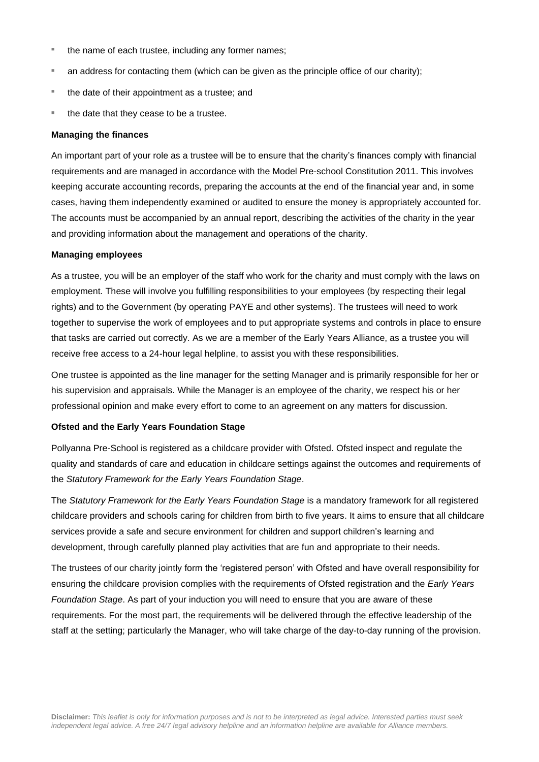- the name of each trustee, including any former names;
- an address for contacting them (which can be given as the principle office of our charity);
- the date of their appointment as a trustee; and
- the date that they cease to be a trustee.

**Managing the finances**

An important part of your role as a trustee will be to ensure that the charity's finances comply with financial requirements and are managed in accordance with the Model Pre-school Constitution 2011. This involves keeping accurate accounting records, preparing the accounts at the end of the financial year and, in some cases, having them independently examined or audited to ensure the money is appropriately accounted for. The accounts must be accompanied by an annual report, describing the activities of the charity in the year and providing information about the management and operations of the charity.

**Managing employees**

As a trustee, you will be an employer of the staff who work for the charity and must comply with the laws on employment. These will involve you fulfilling responsibilities to your employees (by respecting their legal rights) and to the Government (by operating PAYE and other systems). The trustees will need to work together to supervise the work of employees and to put appropriate systems and controls in place to ensure that tasks are carried out correctly. As we are a member of the Early Years Alliance, as a trustee you will receive free access to a 24-hour legal helpline, to assist you with these responsibilities.

One trustee is appointed as the line manager for the setting Manager and is primarily responsible for her or his supervision and appraisals. While the Manager is an employee of the charity, we respect his or her professional opinion and make every effort to come to an agreement on any matters for discussion.

**Ofsted and the Early Years Foundation Stage**

Pollyanna Pre-School is registered as a childcare provider with Ofsted. Ofsted inspect and regulate the quality and standards of care and education in childcare settings against the outcomes and requirements of the *Statutory Framework for the Early Years Foundation Stage*.

The *Statutory Framework for the Early Years Foundation Stage* is a mandatory framework for all registered childcare providers and schools caring for children from birth to five years. It aims to ensure that all childcare services provide a safe and secure environment for children and support children's learning and development, through carefully planned play activities that are fun and appropriate to their needs.

The trustees of our charity jointly form the 'registered person' with Ofsted and have overall responsibility for ensuring the childcare provision complies with the requirements of Ofsted registration and the *Early Years Foundation Stage*. As part of your induction you will need to ensure that you are aware of these requirements. For the most part, the requirements will be delivered through the effective leadership of the staff at the setting; particularly the Manager, who will take charge of the day-to-day running of the provision.

**Disclaimer:** *This leaflet is only for information purposes and is not to be interpreted as legal advice. Interested parties must seek independent legal advice. A free 24/7 legal advisory helpline and an information helpline are available for Alliance members.*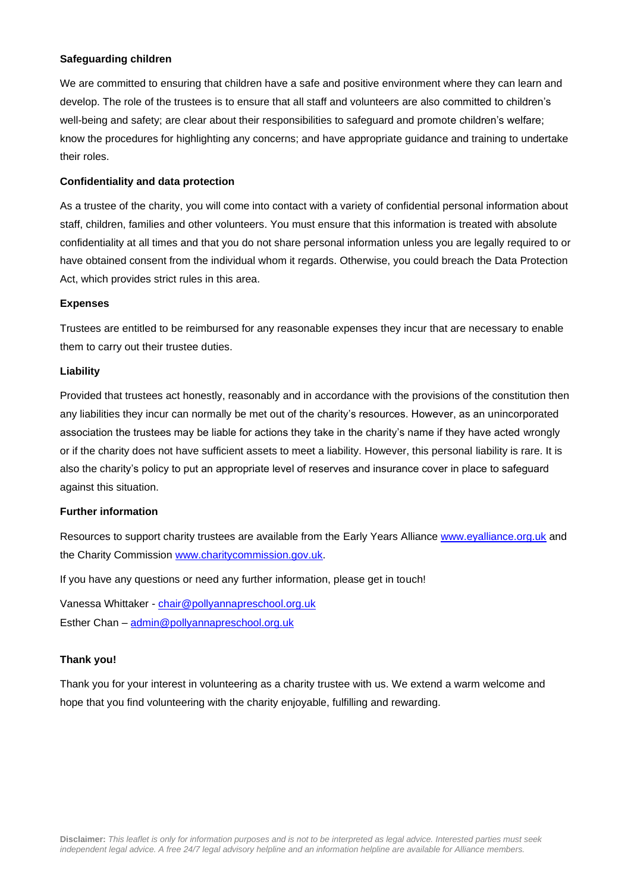**Safeguarding children**

We are committed to ensuring that children have a safe and positive environment where they can learn and develop. The role of the trustees is to ensure that all staff and volunteers are also committed to children's well-being and safety; are clear about their responsibilities to safeguard and promote children's welfare; know the procedures for highlighting any concerns; and have appropriate guidance and training to undertake their roles.

**Confidentiality and data protection**

As a trustee of the charity, you will come into contact with a variety of confidential personal information about staff, children, families and other volunteers. You must ensure that this information is treated with absolute confidentiality at all times and that you do not share personal information unless you are legally required to or have obtained consent from the individual whom it regards. Otherwise, you could breach the Data Protection Act, which provides strict rules in this area.

**Expenses**

Trustees are entitled to be reimbursed for any reasonable expenses they incur that are necessary to enable them to carry out their trustee duties.

**Liability**

Provided that trustees act honestly, reasonably and in accordance with the provisions of the constitution then any liabilities they incur can normally be met out of the charity's resources. However, as an unincorporated association the trustees may be liable for actions they take in the charity's name if they have acted wrongly or if the charity does not have sufficient assets to meet a liability. However, this personal liability is rare. It is also the charity's policy to put an appropriate level of reserves and insurance cover in place to safeguard against this situation.

**Further information**

Resources to support charity trustees are available from the Early Years Alliance www.eyalliance.org.uk and the Charity Commission www.charitycommission.gov.uk.

If you have any questions or need any further information, please get in touch!

Vanessa Whittaker - chair@pollyannapreschool.org.uk
Esther Chan – admin@pollyannapreschool.org.uk

**Thank you!**

Thank you for your interest in volunteering as a charity trustee with us. We extend a warm welcome and hope that you find volunteering with the charity enjoyable, fulfilling and rewarding.

**Disclaimer:** *This leaflet is only for information purposes and is not to be interpreted as legal advice. Interested parties must seek independent legal advice. A free 24/7 legal advisory helpline and an information helpline are available for Alliance members.*